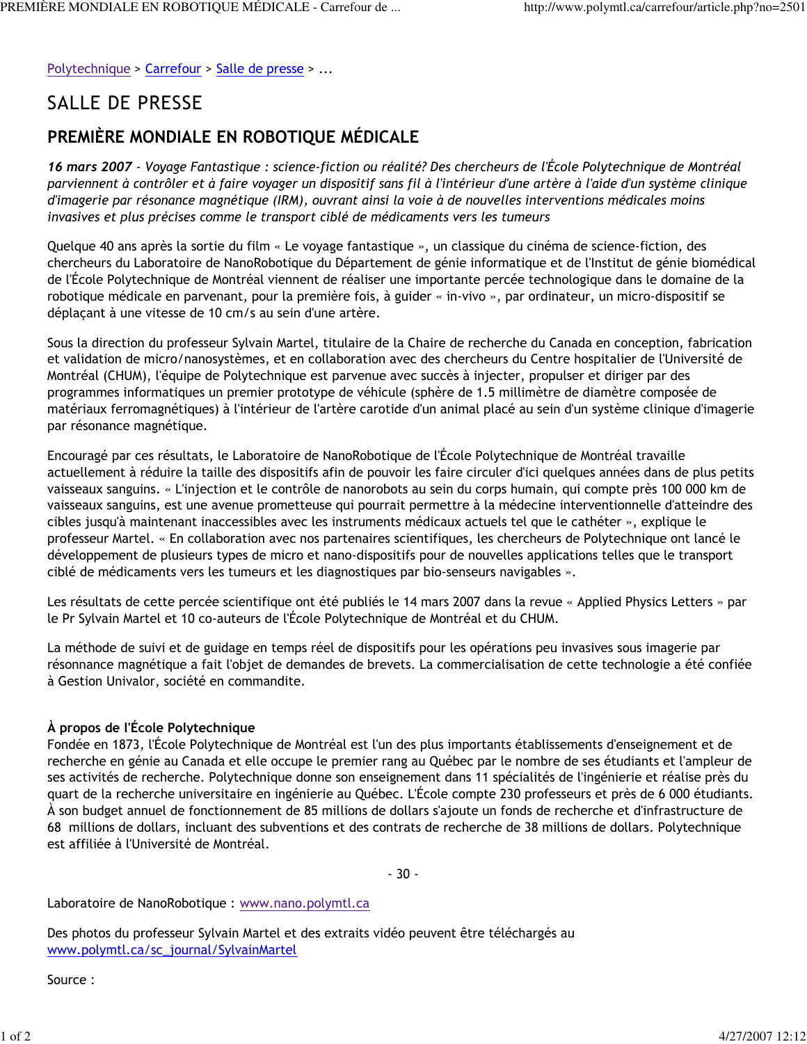[Polytechnique](#) > [Carrefour](#) > [Salle de presse](#) > ...

# SALLE DE PRESSE

## PREMIÈRE MONDIALE EN ROBOTIQUE MÉDICALE

***16 mars 2007** - Voyage Fantastique : science-fiction ou réalité? Des chercheurs de l'École Polytechnique de Montréal parviennent à contrôler et à faire voyager un dispositif sans fil à l'intérieur d'une artère à l'aide d'un système clinique d'imagerie par résonance magnétique (IRM), ouvrant ainsi la voie à de nouvelles interventions médicales moins invasives et plus précises comme le transport ciblé de médicaments vers les tumeurs*

Quelque 40 ans après la sortie du film « Le voyage fantastique », un classique du cinéma de science-fiction, des chercheurs du Laboratoire de NanoRobotique du Département de génie informatique et de l'Institut de génie biomédical de l'École Polytechnique de Montréal viennent de réaliser une importante percée technologique dans le domaine de la robotique médicale en parvenant, pour la première fois, à guider « in-vivo », par ordinateur, un micro-dispositif se déplaçant à une vitesse de 10 cm/s au sein d'une artère.

Sous la direction du professeur Sylvain Martel, titulaire de la Chaire de recherche du Canada en conception, fabrication et validation de micro/nanosystèmes, et en collaboration avec des chercheurs du Centre hospitalier de l'Université de Montréal (CHUM), l'équipe de Polytechnique est parvenue avec succès à injecter, propulser et diriger par des programmes informatiques un premier prototype de véhicule (sphère de 1.5 millimètre de diamètre composée de matériaux ferromagnétiques) à l'intérieur de l'artère carotide d'un animal placé au sein d'un système clinique d'imagerie par résonance magnétique.

Encouragé par ces résultats, le Laboratoire de NanoRobotique de l'École Polytechnique de Montréal travaille actuellement à réduire la taille des dispositifs afin de pouvoir les faire circuler d'ici quelques années dans de plus petits vaisseaux sanguins. « L'injection et le contrôle de nanorobots au sein du corps humain, qui compte près 100 000 km de vaisseaux sanguins, est une avenue prometteuse qui pourrait permettre à la médecine interventionnelle d'atteindre des cibles jusqu'à maintenant inaccessibles avec les instruments médicaux actuels tel que le cathéter », explique le professeur Martel. « En collaboration avec nos partenaires scientifiques, les chercheurs de Polytechnique ont lancé le développement de plusieurs types de micro et nano-dispositifs pour de nouvelles applications telles que le transport ciblé de médicaments vers les tumeurs et les diagnostiques par bio-senseurs navigables ».

Les résultats de cette percée scientifique ont été publiés le 14 mars 2007 dans la revue « Applied Physics Letters » par le Pr Sylvain Martel et 10 co-auteurs de l'École Polytechnique de Montréal et du CHUM.

La méthode de suivi et de guidage en temps réel de dispositifs pour les opérations peu invasives sous imagerie par résonnance magnétique a fait l'objet de demandes de brevets. La commercialisation de cette technologie a été confiée à Gestion Univalor, société en commandite.

**À propos de l'École Polytechnique**
Fondée en 1873, l'École Polytechnique de Montréal est l'un des plus importants établissements d'enseignement et de recherche en génie au Canada et elle occupe le premier rang au Québec par le nombre de ses étudiants et l'ampleur de ses activités de recherche. Polytechnique donne son enseignement dans 11 spécialités de l'ingénierie et réalise près du quart de la recherche universitaire en ingénierie au Québec. L'École compte 230 professeurs et près de 6 000 étudiants. À son budget annuel de fonctionnement de 85 millions de dollars s'ajoute un fonds de recherche et d'infrastructure de 68 millions de dollars, incluant des subventions et des contrats de recherche de 38 millions de dollars. Polytechnique est affiliée à l'Université de Montréal.

- 30 -

Laboratoire de NanoRobotique : [www.nano.polymtl.ca](http://www.nano.polymtl.ca)

Des photos du professeur Sylvain Martel et des extraits vidéo peuvent être téléchargés au [www.polymtl.ca/sc_journal/SylvainMartel](http://www.polymtl.ca/sc_journal/SylvainMartel)

Source :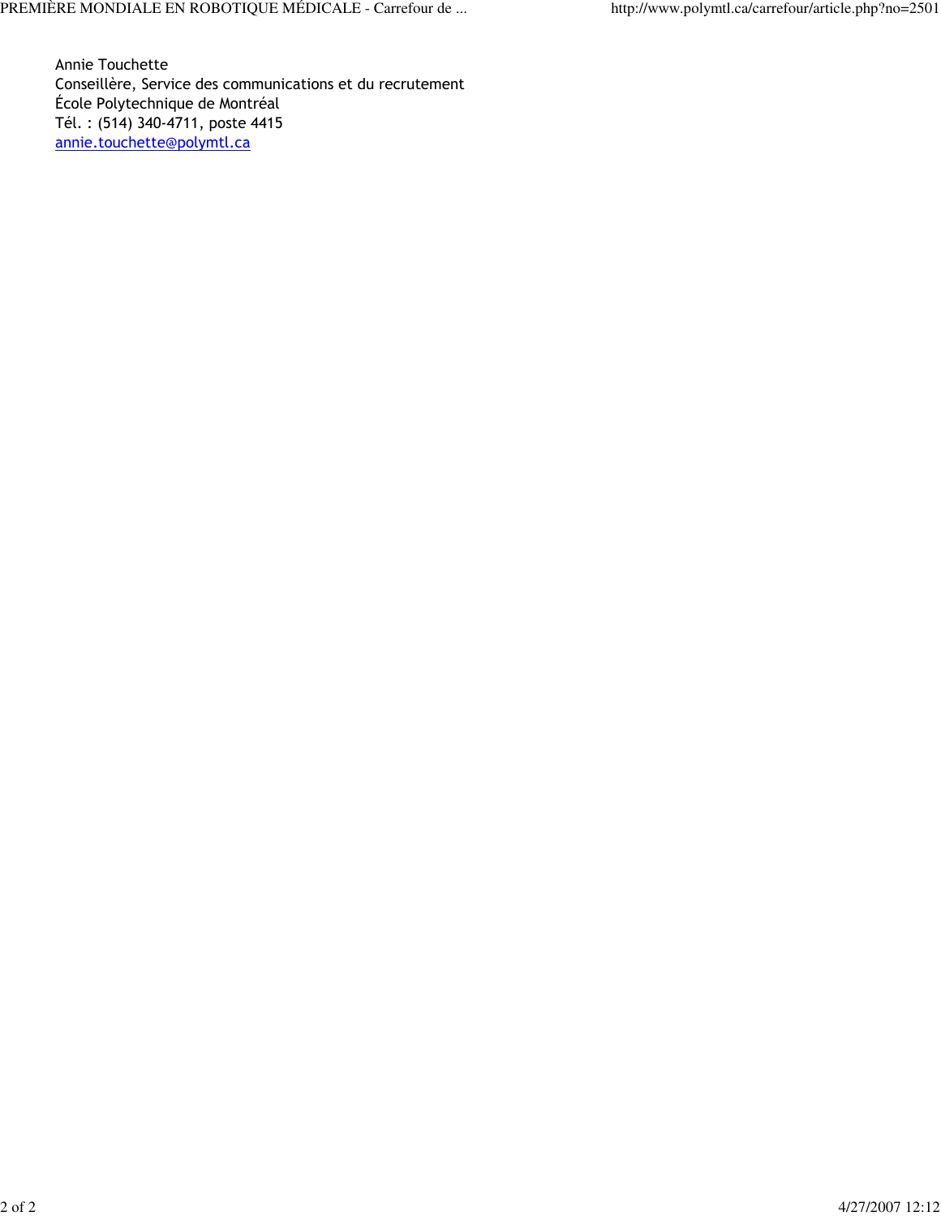Annie Touchette
Conseillère, Service des communications et du recrutement
École Polytechnique de Montréal
Tél. : (514) 340-4711, poste 4415
annie.touchette@polymtl.ca